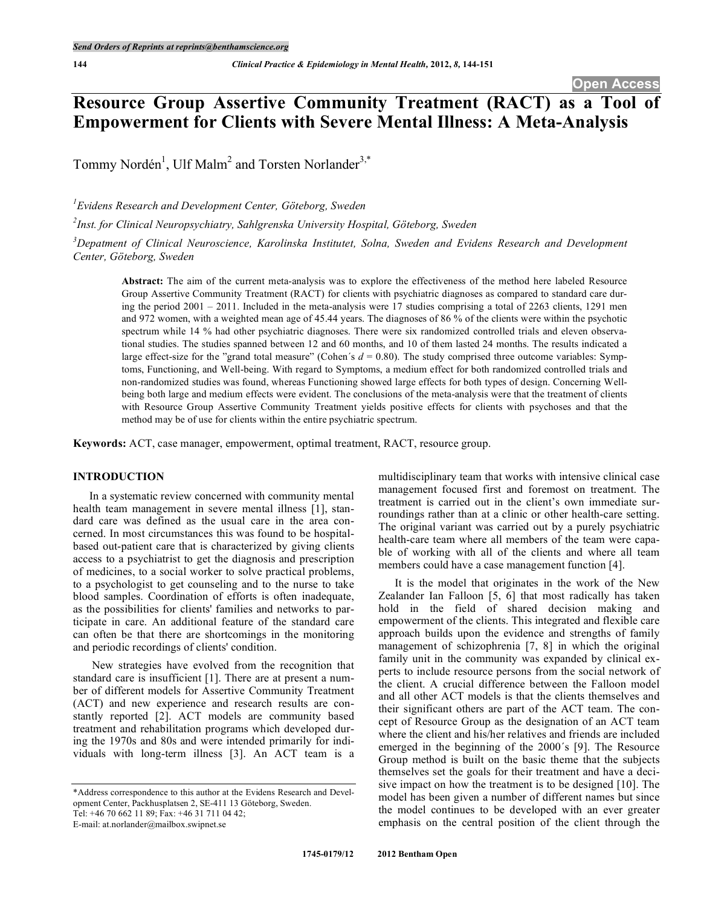# Resource Group Assertive Community Treatment (RACT) as a Tool of Empowerment for Clients with Severe Mental Illness: A Meta-Analysis

Tommy Nordén[1], Ulf Malm[2] and Torsten Norlander[3,*]

[1]*Evidens Research and Development Center, Göteborg, Sweden*

[2]*Inst. for Clinical Neuropsychiatry, Sahlgrenska University Hospital, Göteborg, Sweden*

[3]*Depatment of Clinical Neuroscience, Karolinska Institutet, Solna, Sweden and Evidens Research and Development Center, Göteborg, Sweden*

**Abstract:** The aim of the current meta-analysis was to explore the effectiveness of the method here labeled Resource Group Assertive Community Treatment (RACT) for clients with psychiatric diagnoses as compared to standard care during the period 2001 – 2011. Included in the meta-analysis were 17 studies comprising a total of 2263 clients, 1291 men and 972 women, with a weighted mean age of 45.44 years. The diagnoses of 86 % of the clients were within the psychotic spectrum while 14 % had other psychiatric diagnoses. There were six randomized controlled trials and eleven observational studies. The studies spanned between 12 and 60 months, and 10 of them lasted 24 months. The results indicated a large effect-size for the "grand total measure" (Cohen´s $d = 0.80$). The study comprised three outcome variables: Symptoms, Functioning, and Well-being. With regard to Symptoms, a medium effect for both randomized controlled trials and non-randomized studies was found, whereas Functioning showed large effects for both types of design. Concerning Well-being both large and medium effects were evident. The conclusions of the meta-analysis were that the treatment of clients with Resource Group Assertive Community Treatment yields positive effects for clients with psychoses and that the method may be of use for clients within the entire psychiatric spectrum.

**Keywords:** ACT, case manager, empowerment, optimal treatment, RACT, resource group.

## INTRODUCTION

In a systematic review concerned with community mental health team management in severe mental illness [1], standard care was defined as the usual care in the area concerned. In most circumstances this was found to be hospital-based out-patient care that is characterized by giving clients access to a psychiatrist to get the diagnosis and prescription of medicines, to a social worker to solve practical problems, to a psychologist to get counseling and to the nurse to take blood samples. Coordination of efforts is often inadequate, as the possibilities for clients' families and networks to participate in care. An additional feature of the standard care can often be that there are shortcomings in the monitoring and periodic recordings of clients' condition.

New strategies have evolved from the recognition that standard care is insufficient [1]. There are at present a number of different models for Assertive Community Treatment (ACT) and new experience and research results are constantly reported [2]. ACT models are community based treatment and rehabilitation programs which developed during the 1970s and 80s and were intended primarily for individuals with long-term illness [3]. An ACT team is a multidisciplinary team that works with intensive clinical case management focused first and foremost on treatment. The treatment is carried out in the client's own immediate surroundings rather than at a clinic or other health-care setting. The original variant was carried out by a purely psychiatric health-care team where all members of the team were capable of working with all of the clients and where all team members could have a case management function [4].

It is the model that originates in the work of the New Zealander Ian Falloon [5, 6] that most radically has taken hold in the field of shared decision making and empowerment of the clients. This integrated and flexible care approach builds upon the evidence and strengths of family management of schizophrenia [7, 8] in which the original family unit in the community was expanded by clinical experts to include resource persons from the social network of the client. A crucial difference between the Falloon model and all other ACT models is that the clients themselves and their significant others are part of the ACT team. The concept of Resource Group as the designation of an ACT team where the client and his/her relatives and friends are included emerged in the beginning of the 2000´s [9]. The Resource Group method is built on the basic theme that the subjects themselves set the goals for their treatment and have a decisive impact on how the treatment is to be designed [10]. The model has been given a number of different names but since the model continues to be developed with an ever greater emphasis on the central position of the client through the

*Address correspondence to this author at the Evidens Research and Development Center, Packhusplatsen 2, SE-411 13 Göteborg, Sweden. Tel: +46 70 662 11 89; Fax: +46 31 711 04 42; E-mail: at.norlander@mailbox.swipnet.se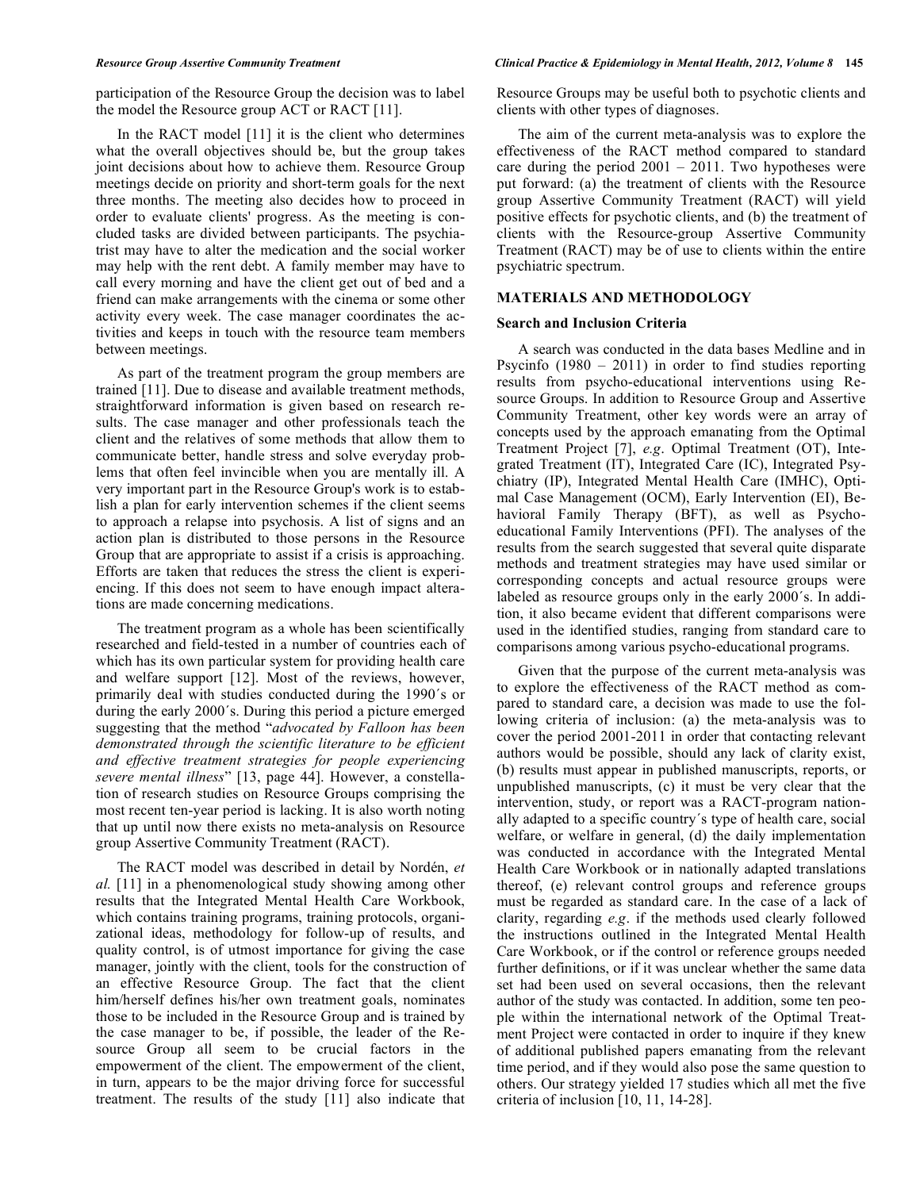participation of the Resource Group the decision was to label the model the Resource group ACT or RACT [11].

In the RACT model [11] it is the client who determines what the overall objectives should be, but the group takes joint decisions about how to achieve them. Resource Group meetings decide on priority and short-term goals for the next three months. The meeting also decides how to proceed in order to evaluate clients' progress. As the meeting is concluded tasks are divided between participants. The psychiatrist may have to alter the medication and the social worker may help with the rent debt. A family member may have to call every morning and have the client get out of bed and a friend can make arrangements with the cinema or some other activity every week. The case manager coordinates the activities and keeps in touch with the resource team members between meetings.

As part of the treatment program the group members are trained [11]. Due to disease and available treatment methods, straightforward information is given based on research results. The case manager and other professionals teach the client and the relatives of some methods that allow them to communicate better, handle stress and solve everyday problems that often feel invincible when you are mentally ill. A very important part in the Resource Group's work is to establish a plan for early intervention schemes if the client seems to approach a relapse into psychosis. A list of signs and an action plan is distributed to those persons in the Resource Group that are appropriate to assist if a crisis is approaching. Efforts are taken that reduces the stress the client is experiencing. If this does not seem to have enough impact alterations are made concerning medications.

The treatment program as a whole has been scientifically researched and field-tested in a number of countries each of which has its own particular system for providing health care and welfare support [12]. Most of the reviews, however, primarily deal with studies conducted during the 1990´s or during the early 2000´s. During this period a picture emerged suggesting that the method "*advocated by Falloon has been demonstrated through the scientific literature to be efficient and effective treatment strategies for people experiencing severe mental illness*" [13, page 44]. However, a constellation of research studies on Resource Groups comprising the most recent ten-year period is lacking. It is also worth noting that up until now there exists no meta-analysis on Resource group Assertive Community Treatment (RACT).

The RACT model was described in detail by Nordén, *et al.* [11] in a phenomenological study showing among other results that the Integrated Mental Health Care Workbook, which contains training programs, training protocols, organizational ideas, methodology for follow-up of results, and quality control, is of utmost importance for giving the case manager, jointly with the client, tools for the construction of an effective Resource Group. The fact that the client him/herself defines his/her own treatment goals, nominates those to be included in the Resource Group and is trained by the case manager to be, if possible, the leader of the Resource Group all seem to be crucial factors in the empowerment of the client. The empowerment of the client, in turn, appears to be the major driving force for successful treatment. The results of the study [11] also indicate that Resource Groups may be useful both to psychotic clients and clients with other types of diagnoses.

The aim of the current meta-analysis was to explore the effectiveness of the RACT method compared to standard care during the period 2001 – 2011. Two hypotheses were put forward: (a) the treatment of clients with the Resource group Assertive Community Treatment (RACT) will yield positive effects for psychotic clients, and (b) the treatment of clients with the Resource-group Assertive Community Treatment (RACT) may be of use to clients within the entire psychiatric spectrum.

## MATERIALS AND METHODOLOGY

### Search and Inclusion Criteria

A search was conducted in the data bases Medline and in Psycinfo (1980 – 2011) in order to find studies reporting results from psycho-educational interventions using Resource Groups. In addition to Resource Group and Assertive Community Treatment, other key words were an array of concepts used by the approach emanating from the Optimal Treatment Project [7], *e.g*. Optimal Treatment (OT), Integrated Treatment (IT), Integrated Care (IC), Integrated Psychiatry (IP), Integrated Mental Health Care (IMHC), Optimal Case Management (OCM), Early Intervention (EI), Behavioral Family Therapy (BFT), as well as Psychoeducational Family Interventions (PFI). The analyses of the results from the search suggested that several quite disparate methods and treatment strategies may have used similar or corresponding concepts and actual resource groups were labeled as resource groups only in the early 2000´s. In addition, it also became evident that different comparisons were used in the identified studies, ranging from standard care to comparisons among various psycho-educational programs.

Given that the purpose of the current meta-analysis was to explore the effectiveness of the RACT method as compared to standard care, a decision was made to use the following criteria of inclusion: (a) the meta-analysis was to cover the period 2001-2011 in order that contacting relevant authors would be possible, should any lack of clarity exist, (b) results must appear in published manuscripts, reports, or unpublished manuscripts, (c) it must be very clear that the intervention, study, or report was a RACT-program nationally adapted to a specific country´s type of health care, social welfare, or welfare in general, (d) the daily implementation was conducted in accordance with the Integrated Mental Health Care Workbook or in nationally adapted translations thereof, (e) relevant control groups and reference groups must be regarded as standard care. In the case of a lack of clarity, regarding *e.g*. if the methods used clearly followed the instructions outlined in the Integrated Mental Health Care Workbook, or if the control or reference groups needed further definitions, or if it was unclear whether the same data set had been used on several occasions, then the relevant author of the study was contacted. In addition, some ten people within the international network of the Optimal Treatment Project were contacted in order to inquire if they knew of additional published papers emanating from the relevant time period, and if they would also pose the same question to others. Our strategy yielded 17 studies which all met the five criteria of inclusion [10, 11, 14-28].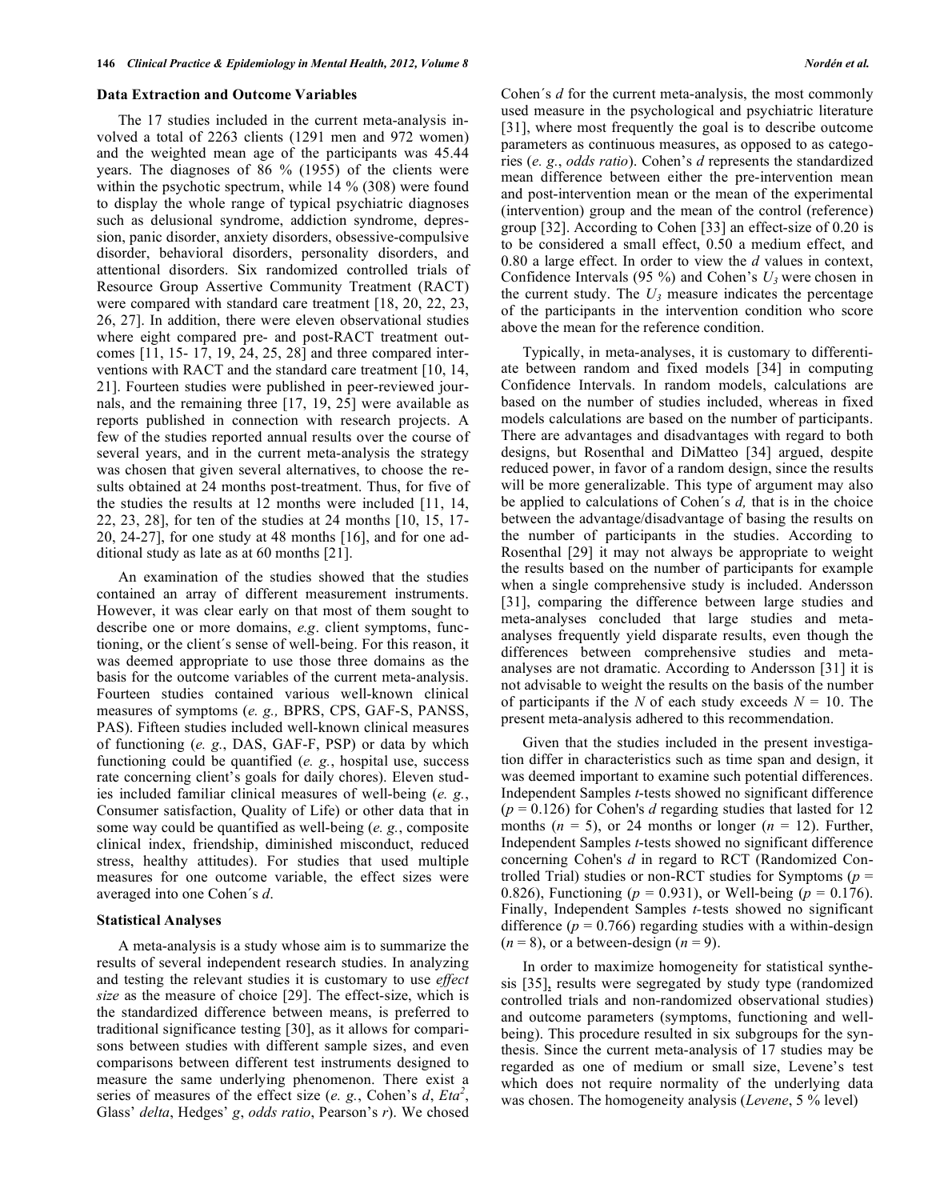### Data Extraction and Outcome Variables

The 17 studies included in the current meta-analysis involved a total of 2263 clients (1291 men and 972 women) and the weighted mean age of the participants was 45.44 years. The diagnoses of 86 % (1955) of the clients were within the psychotic spectrum, while 14 % (308) were found to display the whole range of typical psychiatric diagnoses such as delusional syndrome, addiction syndrome, depression, panic disorder, anxiety disorders, obsessive-compulsive disorder, behavioral disorders, personality disorders, and attentional disorders. Six randomized controlled trials of Resource Group Assertive Community Treatment (RACT) were compared with standard care treatment [18, 20, 22, 23, 26, 27]. In addition, there were eleven observational studies where eight compared pre- and post-RACT treatment outcomes [11, 15- 17, 19, 24, 25, 28] and three compared interventions with RACT and the standard care treatment [10, 14, 21]. Fourteen studies were published in peer-reviewed journals, and the remaining three [17, 19, 25] were available as reports published in connection with research projects. A few of the studies reported annual results over the course of several years, and in the current meta-analysis the strategy was chosen that given several alternatives, to choose the results obtained at 24 months post-treatment. Thus, for five of the studies the results at 12 months were included [11, 14, 22, 23, 28], for ten of the studies at 24 months [10, 15, 17-20, 24-27], for one study at 48 months [16], and for one additional study as late as at 60 months [21].

An examination of the studies showed that the studies contained an array of different measurement instruments. However, it was clear early on that most of them sought to describe one or more domains, *e.g*. client symptoms, functioning, or the client´s sense of well-being. For this reason, it was deemed appropriate to use those three domains as the basis for the outcome variables of the current meta-analysis. Fourteen studies contained various well-known clinical measures of symptoms (*e. g.,* BPRS, CPS, GAF-S, PANSS, PAS). Fifteen studies included well-known clinical measures of functioning (*e. g.*, DAS, GAF-F, PSP) or data by which functioning could be quantified (*e. g.*, hospital use, success rate concerning client's goals for daily chores). Eleven studies included familiar clinical measures of well-being (*e. g.*, Consumer satisfaction, Quality of Life) or other data that in some way could be quantified as well-being (*e. g.*, composite clinical index, friendship, diminished misconduct, reduced stress, healthy attitudes). For studies that used multiple measures for one outcome variable, the effect sizes were averaged into one Cohen´s *d*.

### Statistical Analyses

A meta-analysis is a study whose aim is to summarize the results of several independent research studies. In analyzing and testing the relevant studies it is customary to use *effect size* as the measure of choice [29]. The effect-size, which is the standardized difference between means, is preferred to traditional significance testing [30], as it allows for comparisons between studies with different sample sizes, and even comparisons between different test instruments designed to measure the same underlying phenomenon. There exist a series of measures of the effect size (*e. g.*, Cohen's *d*, $Eta^2$, Glass' *delta*, Hedges' *g*, *odds ratio*, Pearson's *r*). We chosed Cohen´s *d* for the current meta-analysis, the most commonly used measure in the psychological and psychiatric literature [31], where most frequently the goal is to describe outcome parameters as continuous measures, as opposed to as categories (*e. g.*, *odds ratio*). Cohen's *d* represents the standardized mean difference between either the pre-intervention mean and post-intervention mean or the mean of the experimental (intervention) group and the mean of the control (reference) group [32]. According to Cohen [33] an effect-size of 0.20 is to be considered a small effect, 0.50 a medium effect, and 0.80 a large effect. In order to view the *d* values in context, Confidence Intervals (95 %) and Cohen's $U_3$ were chosen in the current study. The $U_3$ measure indicates the percentage of the participants in the intervention condition who score above the mean for the reference condition.

Typically, in meta-analyses, it is customary to differentiate between random and fixed models [34] in computing Confidence Intervals. In random models, calculations are based on the number of studies included, whereas in fixed models calculations are based on the number of participants. There are advantages and disadvantages with regard to both designs, but Rosenthal and DiMatteo [34] argued, despite reduced power, in favor of a random design, since the results will be more generalizable. This type of argument may also be applied to calculations of Cohen´s *d,* that is in the choice between the advantage/disadvantage of basing the results on the number of participants in the studies. According to Rosenthal [29] it may not always be appropriate to weight the results based on the number of participants for example when a single comprehensive study is included. Andersson [31], comparing the difference between large studies and meta-analyses concluded that large studies and meta-analyses frequently yield disparate results, even though the differences between comprehensive studies and meta-analyses are not dramatic. According to Andersson [31] it is not advisable to weight the results on the basis of the number of participants if the *N* of each study exceeds $N = 10$. The present meta-analysis adhered to this recommendation.

Given that the studies included in the present investigation differ in characteristics such as time span and design, it was deemed important to examine such potential differences. Independent Samples *t*-tests showed no significant difference ($p = 0.126$) for Cohen's *d* regarding studies that lasted for 12 months ($n = 5$), or 24 months or longer ($n = 12$). Further, Independent Samples *t*-tests showed no significant difference concerning Cohen's *d* in regard to RCT (Randomized Controlled Trial) studies or non-RCT studies for Symptoms ($p = 0.826$), Functioning ($p = 0.931$), or Well-being ($p = 0.176$). Finally, Independent Samples *t*-tests showed no significant difference ($p = 0.766$) regarding studies with a within-design ($n = 8$), or a between-design ($n = 9$).

In order to maximize homogeneity for statistical synthesis [35], results were segregated by study type (randomized controlled trials and non-randomized observational studies) and outcome parameters (symptoms, functioning and well-being). This procedure resulted in six subgroups for the synthesis. Since the current meta-analysis of 17 studies may be regarded as one of medium or small size, Levene's test which does not require normality of the underlying data was chosen. The homogeneity analysis (*Levene*, 5 % level)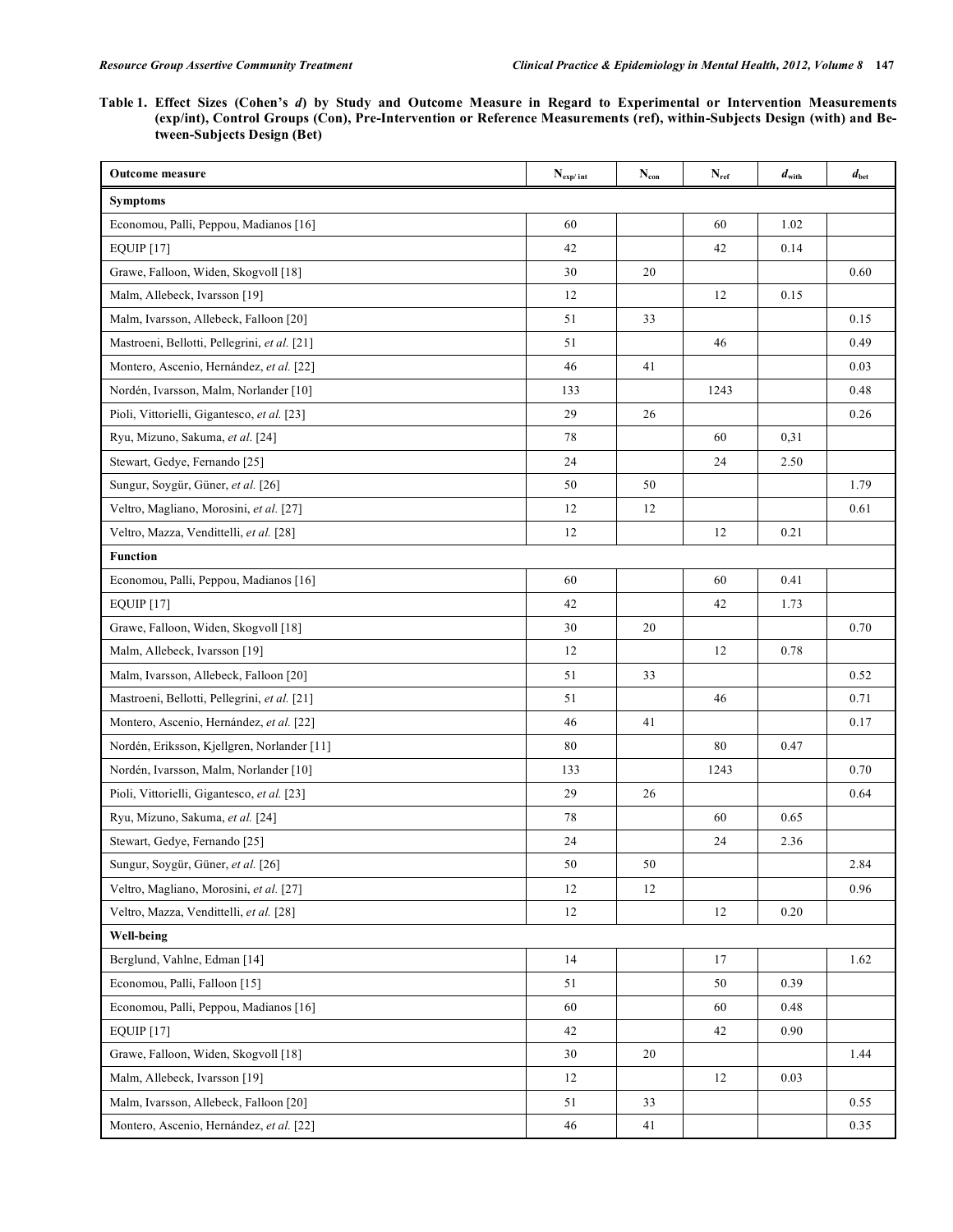**Table 1. Effect Sizes (Cohen's *d*) by Study and Outcome Measure in Regard to Experimental or Intervention Measurements (exp/int), Control Groups (Con), Pre-Intervention or Reference Measurements (ref), within-Subjects Design (with) and Between-Subjects Design (Bet)**

| Outcome measure | $N_{exp/int}$ | $N_{con}$ | $N_{ref}$ | $d_{with}$ | $d_{bet}$ |
|---|---|---|---|---|---|
| **Symptoms** | | | | | |
| Economou, Palli, Peppou, Madianos [16] | 60 | | 60 | 1.02 | |
| EQUIP [17] | 42 | | 42 | 0.14 | |
| Grawe, Falloon, Widen, Skogvoll [18] | 30 | 20 | | | 0.60 |
| Malm, Allebeck, Ivarsson [19] | 12 | | 12 | 0.15 | |
| Malm, Ivarsson, Allebeck, Falloon [20] | 51 | 33 | | | 0.15 |
| Mastroeni, Bellotti, Pellegrini, *et al.* [21] | 51 | | 46 | | 0.49 |
| Montero, Ascenio, Hernández, *et al.* [22] | 46 | 41 | | | 0.03 |
| Nordén, Ivarsson, Malm, Norlander [10] | 133 | | 1243 | | 0.48 |
| Pioli, Vittorielli, Gigantesco, *et al.* [23] | 29 | 26 | | | 0.26 |
| Ryu, Mizuno, Sakuma, *et al.* [24] | 78 | | 60 | 0,31 | |
| Stewart, Gedye, Fernando [25] | 24 | | 24 | 2.50 | |
| Sungur, Soygür, Güner, *et al.* [26] | 50 | 50 | | | 1.79 |
| Veltro, Magliano, Morosini, *et al.* [27] | 12 | 12 | | | 0.61 |
| Veltro, Mazza, Vendittelli, *et al.* [28] | 12 | | 12 | 0.21 | |
| **Function** | | | | | |
| Economou, Palli, Peppou, Madianos [16] | 60 | | 60 | 0.41 | |
| EQUIP [17] | 42 | | 42 | 1.73 | |
| Grawe, Falloon, Widen, Skogvoll [18] | 30 | 20 | | | 0.70 |
| Malm, Allebeck, Ivarsson [19] | 12 | | 12 | 0.78 | |
| Malm, Ivarsson, Allebeck, Falloon [20] | 51 | 33 | | | 0.52 |
| Mastroeni, Bellotti, Pellegrini, *et al.* [21] | 51 | | 46 | | 0.71 |
| Montero, Ascenio, Hernández, *et al.* [22] | 46 | 41 | | | 0.17 |
| Nordén, Eriksson, Kjellgren, Norlander [11] | 80 | | 80 | 0.47 | |
| Nordén, Ivarsson, Malm, Norlander [10] | 133 | | 1243 | | 0.70 |
| Pioli, Vittorielli, Gigantesco, *et al.* [23] | 29 | 26 | | | 0.64 |
| Ryu, Mizuno, Sakuma, *et al.* [24] | 78 | | 60 | 0.65 | |
| Stewart, Gedye, Fernando [25] | 24 | | 24 | 2.36 | |
| Sungur, Soygür, Güner, *et al.* [26] | 50 | 50 | | | 2.84 |
| Veltro, Magliano, Morosini, *et al.* [27] | 12 | 12 | | | 0.96 |
| Veltro, Mazza, Vendittelli, *et al.* [28] | 12 | | 12 | 0.20 | |
| **Well-being** | | | | | |
| Berglund, Vahlne, Edman [14] | 14 | | 17 | | 1.62 |
| Economou, Palli, Falloon [15] | 51 | | 50 | 0.39 | |
| Economou, Palli, Peppou, Madianos [16] | 60 | | 60 | 0.48 | |
| EQUIP [17] | 42 | | 42 | 0.90 | |
| Grawe, Falloon, Widen, Skogvoll [18] | 30 | 20 | | | 1.44 |
| Malm, Allebeck, Ivarsson [19] | 12 | | 12 | 0.03 | |
| Malm, Ivarsson, Allebeck, Falloon [20] | 51 | 33 | | | 0.55 |
| Montero, Ascenio, Hernández, *et al.* [22] | 46 | 41 | | | 0.35 |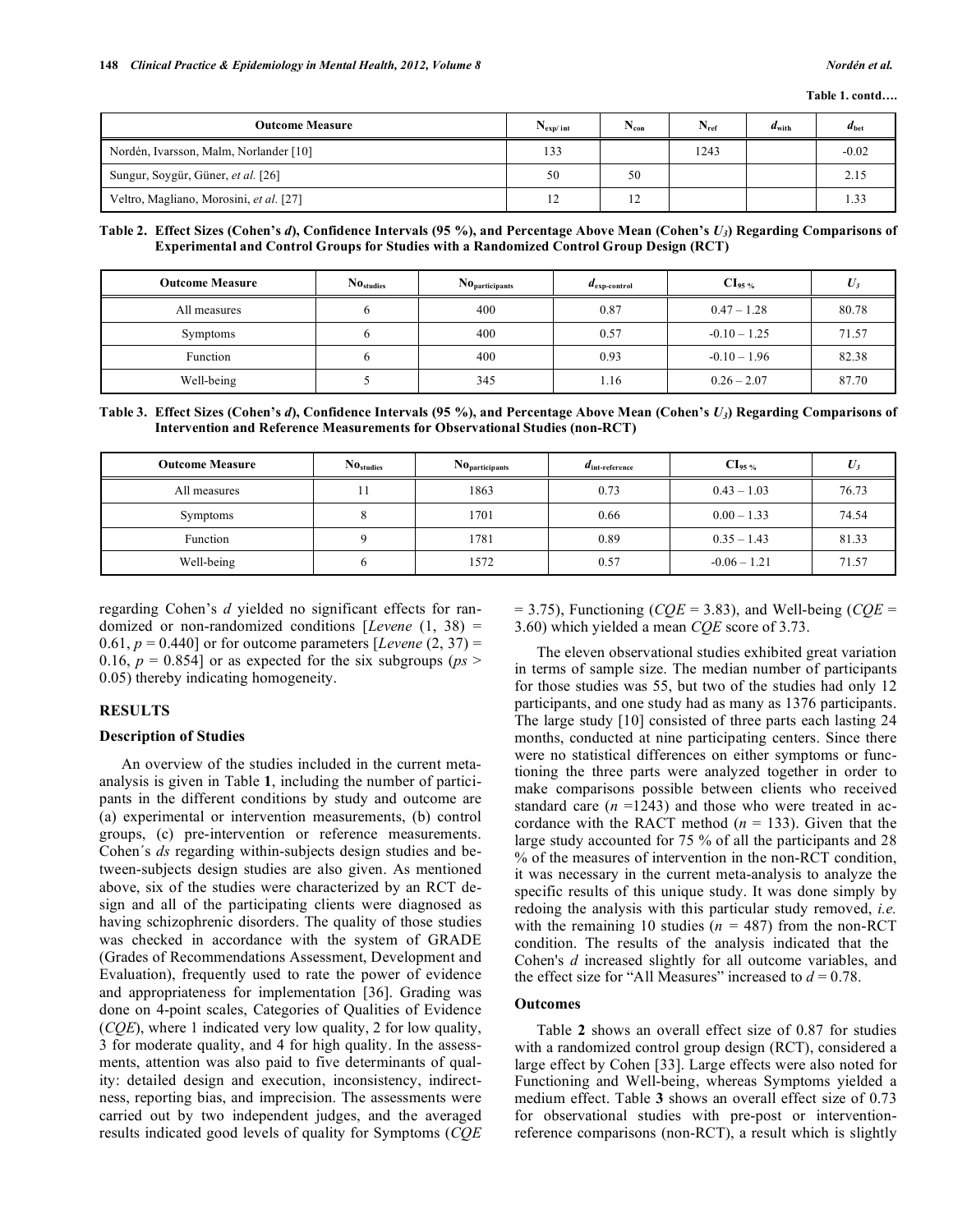**Table 1. contd….**

| Outcome Measure | $N_{exp/int}$ | $N_{con}$ | $N_{ref}$ | $d_{with}$ | $d_{bet}$ |
|---|---|---|---|---|---|
| Nordén, Ivarsson, Malm, Norlander [10] | 133 | | 1243 | | -0.02 |
| Sungur, Soygür, Güner, *et al.* [26] | 50 | 50 | | | 2.15 |
| Veltro, Magliano, Morosini, *et al.* [27] | 12 | 12 | | | 1.33 |

**Table 2. Effect Sizes (Cohen's *d*), Confidence Intervals (95 %), and Percentage Above Mean (Cohen's $U_3$) Regarding Comparisons of Experimental and Control Groups for Studies with a Randomized Control Group Design (RCT)**

| Outcome Measure | $No_{studies}$ | $No_{participants}$ | $d_{exp\text{-}control}$ | $CI_{95\,\%}$ | $U_3$ |
|---|---|---|---|---|---|
| All measures | 6 | 400 | 0.87 | 0.47 – 1.28 | 80.78 |
| Symptoms | 6 | 400 | 0.57 | -0.10 – 1.25 | 71.57 |
| Function | 6 | 400 | 0.93 | -0.10 – 1.96 | 82.38 |
| Well-being | 5 | 345 | 1.16 | 0.26 – 2.07 | 87.70 |

**Table 3. Effect Sizes (Cohen's *d*), Confidence Intervals (95 %), and Percentage Above Mean (Cohen's $U_3$) Regarding Comparisons of Intervention and Reference Measurements for Observational Studies (non-RCT)**

| Outcome Measure | $No_{studies}$ | $No_{participants}$ | $d_{int\text{-}reference}$ | $CI_{95\,\%}$ | $U_3$ |
|---|---|---|---|---|---|
| All measures | 11 | 1863 | 0.73 | 0.43 – 1.03 | 76.73 |
| Symptoms | 8 | 1701 | 0.66 | 0.00 – 1.33 | 74.54 |
| Function | 9 | 1781 | 0.89 | 0.35 – 1.43 | 81.33 |
| Well-being | 6 | 1572 | 0.57 | -0.06 – 1.21 | 71.57 |

regarding Cohen's *d* yielded no significant effects for randomized or non-randomized conditions [*Levene* $(1, 38) = 0.61$, $p = 0.440$] or for outcome parameters [*Levene* $(2, 37) = 0.16$, $p = 0.854$] or as expected for the six subgroups (*ps* > 0.05) thereby indicating homogeneity.

## RESULTS

### Description of Studies

An overview of the studies included in the current meta-analysis is given in Table **1**, including the number of participants in the different conditions by study and outcome are (a) experimental or intervention measurements, (b) control groups, (c) pre-intervention or reference measurements. Cohen´s *ds* regarding within-subjects design studies and between-subjects design studies are also given. As mentioned above, six of the studies were characterized by an RCT design and all of the participating clients were diagnosed as having schizophrenic disorders. The quality of those studies was checked in accordance with the system of GRADE (Grades of Recommendations Assessment, Development and Evaluation), frequently used to rate the power of evidence and appropriateness for implementation [36]. Grading was done on 4-point scales, Categories of Qualities of Evidence (*CQE*), where 1 indicated very low quality, 2 for low quality, 3 for moderate quality, and 4 for high quality. In the assessments, attention was also paid to five determinants of quality: detailed design and execution, inconsistency, indirectness, reporting bias, and imprecision. The assessments were carried out by two independent judges, and the averaged results indicated good levels of quality for Symptoms (*CQE* = 3.75), Functioning (*CQE* = 3.83), and Well-being (*CQE* = 3.60) which yielded a mean *CQE* score of 3.73.

The eleven observational studies exhibited great variation in terms of sample size. The median number of participants for those studies was 55, but two of the studies had only 12 participants, and one study had as many as 1376 participants. The large study [10] consisted of three parts each lasting 24 months, conducted at nine participating centers. Since there were no statistical differences on either symptoms or functioning the three parts were analyzed together in order to make comparisons possible between clients who received standard care ($n$ =1243) and those who were treated in accordance with the RACT method ($n$ = 133). Given that the large study accounted for 75 % of all the participants and 28 % of the measures of intervention in the non-RCT condition, it was necessary in the current meta-analysis to analyze the specific results of this unique study. It was done simply by redoing the analysis with this particular study removed, *i.e.* with the remaining 10 studies ($n$ = 487) from the non-RCT condition. The results of the analysis indicated that the Cohen's *d* increased slightly for all outcome variables, and the effect size for "All Measures" increased to $d = 0.78$.

### Outcomes

Table **2** shows an overall effect size of 0.87 for studies with a randomized control group design (RCT), considered a large effect by Cohen [33]. Large effects were also noted for Functioning and Well-being, whereas Symptoms yielded a medium effect. Table **3** shows an overall effect size of 0.73 for observational studies with pre-post or intervention-reference comparisons (non-RCT), a result which is slightly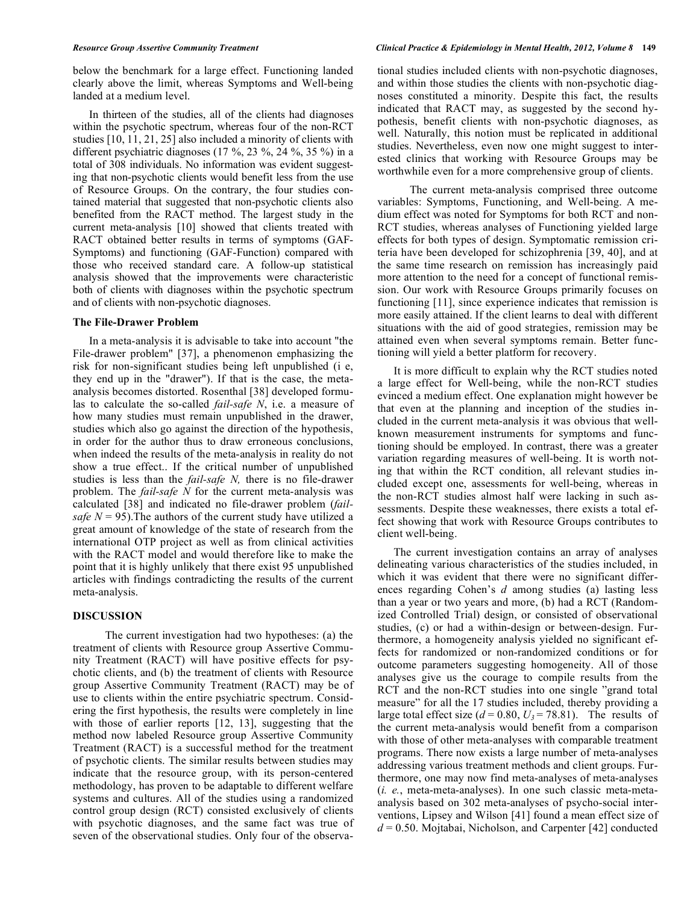below the benchmark for a large effect. Functioning landed clearly above the limit, whereas Symptoms and Well-being landed at a medium level.

In thirteen of the studies, all of the clients had diagnoses within the psychotic spectrum, whereas four of the non-RCT studies [10, 11, 21, 25] also included a minority of clients with different psychiatric diagnoses (17 %, 23 %, 24 %, 35 %) in a total of 308 individuals. No information was evident suggesting that non-psychotic clients would benefit less from the use of Resource Groups. On the contrary, the four studies contained material that suggested that non-psychotic clients also benefited from the RACT method. The largest study in the current meta-analysis [10] showed that clients treated with RACT obtained better results in terms of symptoms (GAF-Symptoms) and functioning (GAF-Function) compared with those who received standard care. A follow-up statistical analysis showed that the improvements were characteristic both of clients with diagnoses within the psychotic spectrum and of clients with non-psychotic diagnoses.

### The File-Drawer Problem

In a meta-analysis it is advisable to take into account "the File-drawer problem" [37], a phenomenon emphasizing the risk for non-significant studies being left unpublished (i e, they end up in the "drawer"). If that is the case, the meta-analysis becomes distorted. Rosenthal [38] developed formulas to calculate the so-called *fail-safe N*, i.e. a measure of how many studies must remain unpublished in the drawer, studies which also go against the direction of the hypothesis, in order for the author thus to draw erroneous conclusions, when indeed the results of the meta-analysis in reality do not show a true effect.. If the critical number of unpublished studies is less than the *fail-safe N,* there is no file-drawer problem. The *fail-safe N* for the current meta-analysis was calculated [38] and indicated no file-drawer problem (*fail-safe* $N = 95$).The authors of the current study have utilized a great amount of knowledge of the state of research from the international OTP project as well as from clinical activities with the RACT model and would therefore like to make the point that it is highly unlikely that there exist 95 unpublished articles with findings contradicting the results of the current meta-analysis.

## DISCUSSION

The current investigation had two hypotheses: (a) the treatment of clients with Resource group Assertive Community Treatment (RACT) will have positive effects for psychotic clients, and (b) the treatment of clients with Resource group Assertive Community Treatment (RACT) may be of use to clients within the entire psychiatric spectrum. Considering the first hypothesis, the results were completely in line with those of earlier reports [12, 13], suggesting that the method now labeled Resource group Assertive Community Treatment (RACT) is a successful method for the treatment of psychotic clients. The similar results between studies may indicate that the resource group, with its person-centered methodology, has proven to be adaptable to different welfare systems and cultures. All of the studies using a randomized control group design (RCT) consisted exclusively of clients with psychotic diagnoses, and the same fact was true of seven of the observational studies. Only four of the observational studies included clients with non-psychotic diagnoses, and within those studies the clients with non-psychotic diagnoses constituted a minority. Despite this fact, the results indicated that RACT may, as suggested by the second hypothesis, benefit clients with non-psychotic diagnoses, as well. Naturally, this notion must be replicated in additional studies. Nevertheless, even now one might suggest to interested clinics that working with Resource Groups may be worthwhile even for a more comprehensive group of clients.

The current meta-analysis comprised three outcome variables: Symptoms, Functioning, and Well-being. A medium effect was noted for Symptoms for both RCT and non-RCT studies, whereas analyses of Functioning yielded large effects for both types of design. Symptomatic remission criteria have been developed for schizophrenia [39, 40], and at the same time research on remission has increasingly paid more attention to the need for a concept of functional remission. Our work with Resource Groups primarily focuses on functioning [11], since experience indicates that remission is more easily attained. If the client learns to deal with different situations with the aid of good strategies, remission may be attained even when several symptoms remain. Better functioning will yield a better platform for recovery.

It is more difficult to explain why the RCT studies noted a large effect for Well-being, while the non-RCT studies evinced a medium effect. One explanation might however be that even at the planning and inception of the studies included in the current meta-analysis it was obvious that well-known measurement instruments for symptoms and functioning should be employed. In contrast, there was a greater variation regarding measures of well-being. It is worth noting that within the RCT condition, all relevant studies included except one, assessments for well-being, whereas in the non-RCT studies almost half were lacking in such assessments. Despite these weaknesses, there exists a total effect showing that work with Resource Groups contributes to client well-being.

The current investigation contains an array of analyses delineating various characteristics of the studies included, in which it was evident that there were no significant differences regarding Cohen's $d$ among studies (a) lasting less than a year or two years and more, (b) had a RCT (Randomized Controlled Trial) design, or consisted of observational studies, (c) or had a within-design or between-design. Furthermore, a homogeneity analysis yielded no significant effects for randomized or non-randomized conditions or for outcome parameters suggesting homogeneity. All of those analyses give us the courage to compile results from the RCT and the non-RCT studies into one single "grand total measure" for all the 17 studies included, thereby providing a large total effect size ($d = 0.80$, $U_3 = 78.81$). The results of the current meta-analysis would benefit from a comparison with those of other meta-analyses with comparable treatment programs. There now exists a large number of meta-analyses addressing various treatment methods and client groups. Furthermore, one may now find meta-analyses of meta-analyses (*i. e.*, meta-meta-analyses). In one such classic meta-meta-analysis based on 302 meta-analyses of psycho-social interventions, Lipsey and Wilson [41] found a mean effect size of $d = 0.50$. Mojtabai, Nicholson, and Carpenter [42] conducted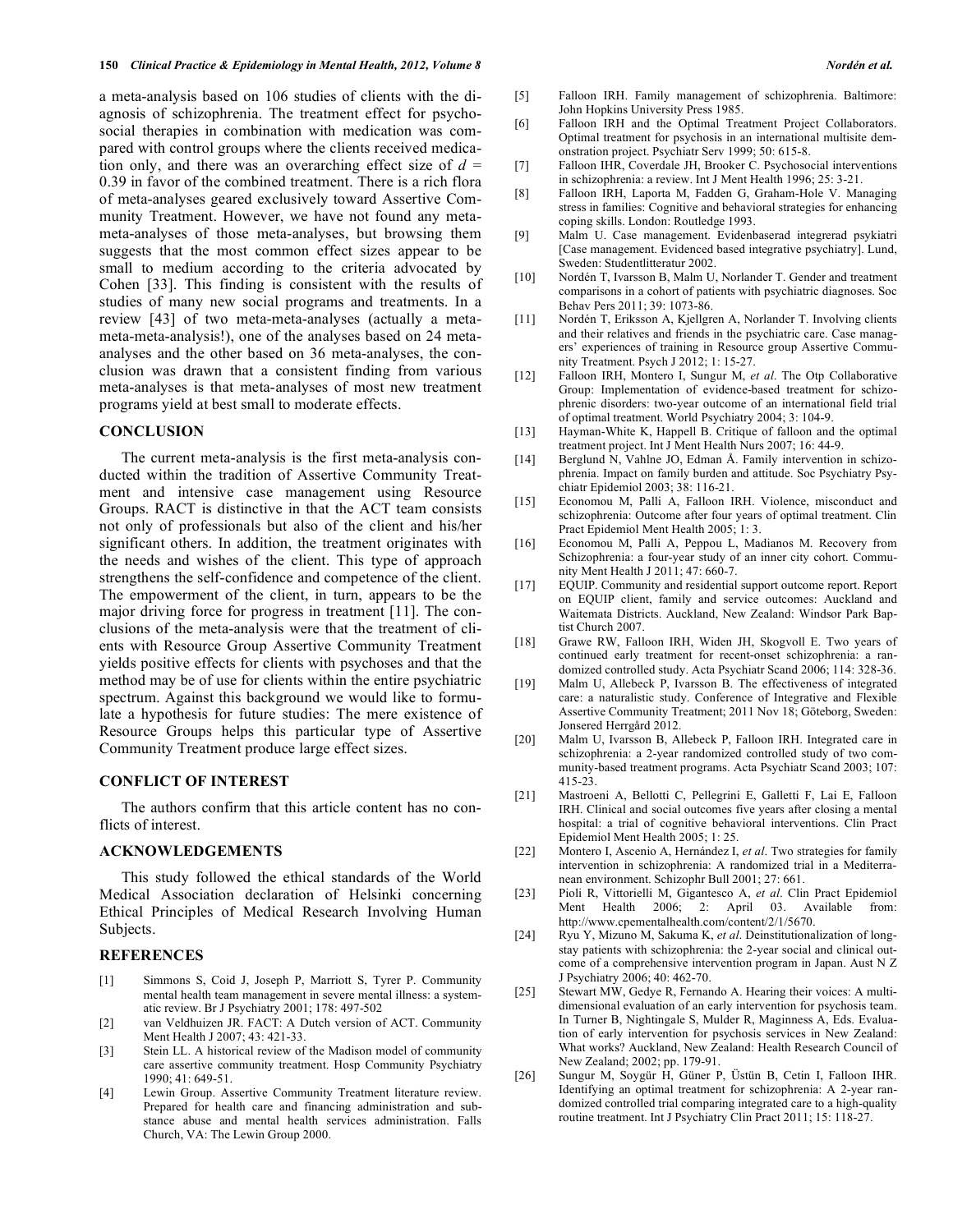a meta-analysis based on 106 studies of clients with the diagnosis of schizophrenia. The treatment effect for psychosocial therapies in combination with medication was compared with control groups where the clients received medication only, and there was an overarching effect size of $d$ = 0.39 in favor of the combined treatment. There is a rich flora of meta-analyses geared exclusively toward Assertive Community Treatment. However, we have not found any meta-meta-analyses of those meta-analyses, but browsing them suggests that the most common effect sizes appear to be small to medium according to the criteria advocated by Cohen [33]. This finding is consistent with the results of studies of many new social programs and treatments. In a review [43] of two meta-meta-analyses (actually a meta-meta-meta-analysis!), one of the analyses based on 24 meta-analyses and the other based on 36 meta-analyses, the conclusion was drawn that a consistent finding from various meta-analyses is that meta-analyses of most new treatment programs yield at best small to moderate effects.

## CONCLUSION

The current meta-analysis is the first meta-analysis conducted within the tradition of Assertive Community Treatment and intensive case management using Resource Groups. RACT is distinctive in that the ACT team consists not only of professionals but also of the client and his/her significant others. In addition, the treatment originates with the needs and wishes of the client. This type of approach strengthens the self-confidence and competence of the client. The empowerment of the client, in turn, appears to be the major driving force for progress in treatment [11]. The conclusions of the meta-analysis were that the treatment of clients with Resource Group Assertive Community Treatment yields positive effects for clients with psychoses and that the method may be of use for clients within the entire psychiatric spectrum. Against this background we would like to formulate a hypothesis for future studies: The mere existence of Resource Groups helps this particular type of Assertive Community Treatment produce large effect sizes.

## CONFLICT OF INTEREST

The authors confirm that this article content has no conflicts of interest.

## ACKNOWLEDGEMENTS

This study followed the ethical standards of the World Medical Association declaration of Helsinki concerning Ethical Principles of Medical Research Involving Human Subjects.

## REFERENCES

[1] Simmons S, Coid J, Joseph P, Marriott S, Tyrer P. Community mental health team management in severe mental illness: a systematic review. Br J Psychiatry 2001; 178: 497-502

[2] van Veldhuizen JR. FACT: A Dutch version of ACT. Community Ment Health J 2007; 43: 421-33.

[3] Stein LL. A historical review of the Madison model of community care assertive community treatment. Hosp Community Psychiatry 1990; 41: 649-51.

[4] Lewin Group. Assertive Community Treatment literature review. Prepared for health care and financing administration and substance abuse and mental health services administration. Falls Church, VA: The Lewin Group 2000.

[5] Falloon IRH. Family management of schizophrenia. Baltimore: John Hopkins University Press 1985.

[6] Falloon IRH and the Optimal Treatment Project Collaborators. Optimal treatment for psychosis in an international multisite demonstration project. Psychiatr Serv 1999; 50: 615-8.

[7] Falloon IHR, Coverdale JH, Brooker C. Psychosocial interventions in schizophrenia: a review. Int J Ment Health 1996; 25: 3-21.

[8] Falloon IRH, Laporta M, Fadden G, Graham-Hole V. Managing stress in families: Cognitive and behavioral strategies for enhancing coping skills. London: Routledge 1993.

[9] Malm U. Case management. Evidenbaserad integrerad psykiatri [Case management. Evidenced based integrative psychiatry]. Lund, Sweden: Studentlitteratur 2002.

[10] Nordén T, Ivarsson B, Malm U, Norlander T. Gender and treatment comparisons in a cohort of patients with psychiatric diagnoses. Soc Behav Pers 2011; 39: 1073-86.

[11] Nordén T, Eriksson A, Kjellgren A, Norlander T. Involving clients and their relatives and friends in the psychiatric care. Case managers' experiences of training in Resource group Assertive Community Treatment. Psych J 2012; 1: 15-27.

[12] Falloon IRH, Montero I, Sungur M, *et al*. The Otp Collaborative Group: Implementation of evidence-based treatment for schizophrenic disorders: two-year outcome of an international field trial of optimal treatment. World Psychiatry 2004; 3: 104-9.

[13] Hayman-White K, Happell B. Critique of falloon and the optimal treatment project. Int J Ment Health Nurs 2007; 16: 44-9.

[14] Berglund N, Vahlne JO, Edman Å. Family intervention in schizophrenia. Impact on family burden and attitude. Soc Psychiatry Psychiatr Epidemiol 2003; 38: 116-21.

[15] Economou M, Palli A, Falloon IRH. Violence, misconduct and schizophrenia: Outcome after four years of optimal treatment. Clin Pract Epidemiol Ment Health 2005; 1: 3.

[16] Economou M, Palli A, Peppou L, Madianos M. Recovery from Schizophrenia: a four-year study of an inner city cohort. Community Ment Health J 2011; 47: 660-7.

[17] EQUIP. Community and residential support outcome report. Report on EQUIP client, family and service outcomes: Auckland and Waitemata Districts. Auckland, New Zealand: Windsor Park Baptist Church 2007.

[18] Grawe RW, Falloon IRH, Widen JH, Skogvoll E. Two years of continued early treatment for recent-onset schizophrenia: a randomized controlled study. Acta Psychiatr Scand 2006; 114: 328-36.

[19] Malm U, Allebeck P, Ivarsson B. The effectiveness of integrated care: a naturalistic study. Conference of Integrative and Flexible Assertive Community Treatment; 2011 Nov 18; Göteborg, Sweden: Jonsered Herrgård 2012.

[20] Malm U, Ivarsson B, Allebeck P, Falloon IRH. Integrated care in schizophrenia: a 2-year randomized controlled study of two community-based treatment programs. Acta Psychiatr Scand 2003; 107: 415-23.

[21] Mastroeni A, Bellotti C, Pellegrini E, Galletti F, Lai E, Falloon IRH. Clinical and social outcomes five years after closing a mental hospital: a trial of cognitive behavioral interventions. Clin Pract Epidemiol Ment Health 2005; 1: 25.

[22] Montero I, Ascenio A, Hernández I, *et al*. Two strategies for family intervention in schizophrenia: A randomized trial in a Mediterranean environment. Schizophr Bull 2001; 27: 661.

[23] Pioli R, Vittorielli M, Gigantesco A, *et al*. Clin Pract Epidemiol Ment Health 2006; 2: April 03. Available from: http://www.cpementalhealth.com/content/2/1/5670.

[24] Ryu Y, Mizuno M, Sakuma K, *et al*. Deinstitutionalization of long-stay patients with schizophrenia: the 2-year social and clinical outcome of a comprehensive intervention program in Japan. Aust N Z J Psychiatry 2006; 40: 462-70.

[25] Stewart MW, Gedye R, Fernando A. Hearing their voices: A multi-dimensional evaluation of an early intervention for psychosis team. In Turner B, Nightingale S, Mulder R, Maginness A, Eds. Evaluation of early intervention for psychosis services in New Zealand: What works? Auckland, New Zealand: Health Research Council of New Zealand; 2002; pp. 179-91.

[26] Sungur M, Soygür H, Güner P, Üstün B, Cetin I, Falloon IHR. Identifying an optimal treatment for schizophrenia: A 2-year randomized controlled trial comparing integrated care to a high-quality routine treatment. Int J Psychiatry Clin Pract 2011; 15: 118-27.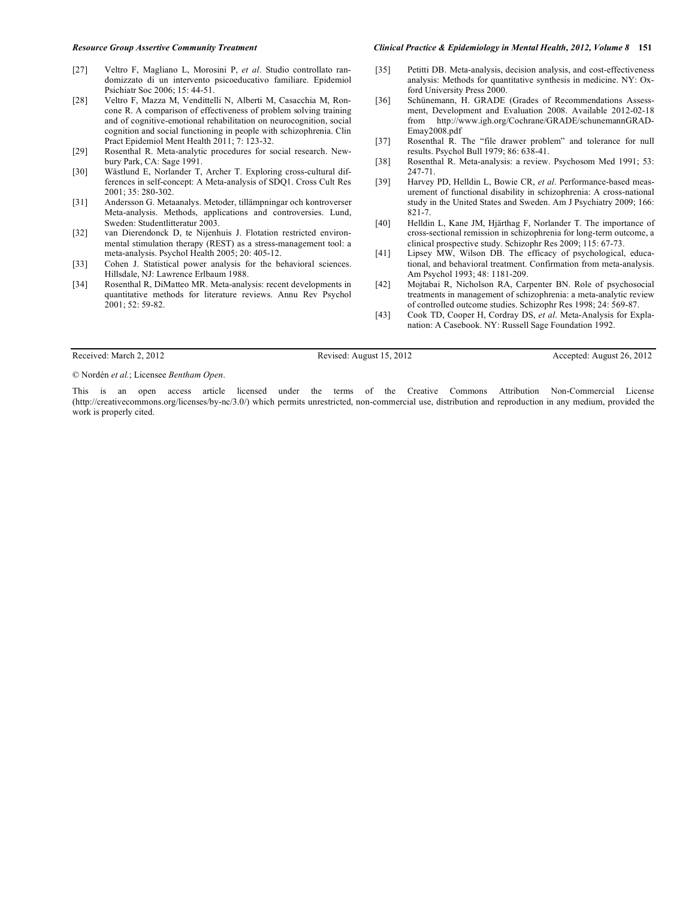[27] Veltro F, Magliano L, Morosini P, *et al*. Studio controllato randomizzato di un intervento psicoeducativo familiare. Epidemiol Psichiatr Soc 2006; 15: 44-51.

[28] Veltro F, Mazza M, Vendittelli N, Alberti M, Casacchia M, Roncone R. A comparison of effectiveness of problem solving training and of cognitive-emotional rehabilitation on neurocognition, social cognition and social functioning in people with schizophrenia. Clin Pract Epidemiol Ment Health 2011; 7: 123-32.

[29] Rosenthal R. Meta-analytic procedures for social research. Newbury Park, CA: Sage 1991.

[30] Wästlund E, Norlander T, Archer T. Exploring cross-cultural differences in self-concept: A Meta-analysis of SDQ1. Cross Cult Res 2001; 35: 280-302.

[31] Andersson G. Metaanalys. Metoder, tillämpningar och kontroverser Meta-analysis. Methods, applications and controversies. Lund, Sweden: Studentlitteratur 2003.

[32] van Dierendonck D, te Nijenhuis J. Flotation restricted environmental stimulation therapy (REST) as a stress-management tool: a meta-analysis. Psychol Health 2005; 20: 405-12.

[33] Cohen J. Statistical power analysis for the behavioral sciences. Hillsdale, NJ: Lawrence Erlbaum 1988.

[34] Rosenthal R, DiMatteo MR. Meta-analysis: recent developments in quantitative methods for literature reviews. Annu Rev Psychol 2001; 52: 59-82.

[35] Petitti DB. Meta-analysis, decision analysis, and cost-effectiveness analysis: Methods for quantitative synthesis in medicine. NY: Oxford University Press 2000.

[36] Schünemann, H. GRADE (Grades of Recommendations Assessment, Development and Evaluation 2008. Available 2012-02-18 from http://www.igh.org/Cochrane/GRADE/schunemannGRADEmay2008.pdf

[37] Rosenthal R. The "file drawer problem" and tolerance for null results. Psychol Bull 1979; 86: 638-41.

[38] Rosenthal R. Meta-analysis: a review. Psychosom Med 1991; 53: 247-71.

[39] Harvey PD, Helldin L, Bowie CR, *et al*. Performance-based measurement of functional disability in schizophrenia: A cross-national study in the United States and Sweden. Am J Psychiatry 2009; 166: 821-7.

[40] Helldin L, Kane JM, Hjärthag F, Norlander T. The importance of cross-sectional remission in schizophrenia for long-term outcome, a clinical prospective study. Schizophr Res 2009; 115: 67-73.

[41] Lipsey MW, Wilson DB. The efficacy of psychological, educational, and behavioral treatment. Confirmation from meta-analysis. Am Psychol 1993; 48: 1181-209.

[42] Mojtabai R, Nicholson RA, Carpenter BN. Role of psychosocial treatments in management of schizophrenia: a meta-analytic review of controlled outcome studies. Schizophr Res 1998; 24: 569-87.

[43] Cook TD, Cooper H, Cordray DS, *et al*. Meta-Analysis for Explanation: A Casebook. NY: Russell Sage Foundation 1992.

Received: March 2, 2012 Revised: August 15, 2012 Accepted: August 26, 2012

© Nordén *et al*.; Licensee *Bentham Open*.

This is an open access article licensed under the terms of the Creative Commons Attribution Non-Commercial License (http://creativecommons.org/licenses/by-nc/3.0/) which permits unrestricted, non-commercial use, distribution and reproduction in any medium, provided the work is properly cited.